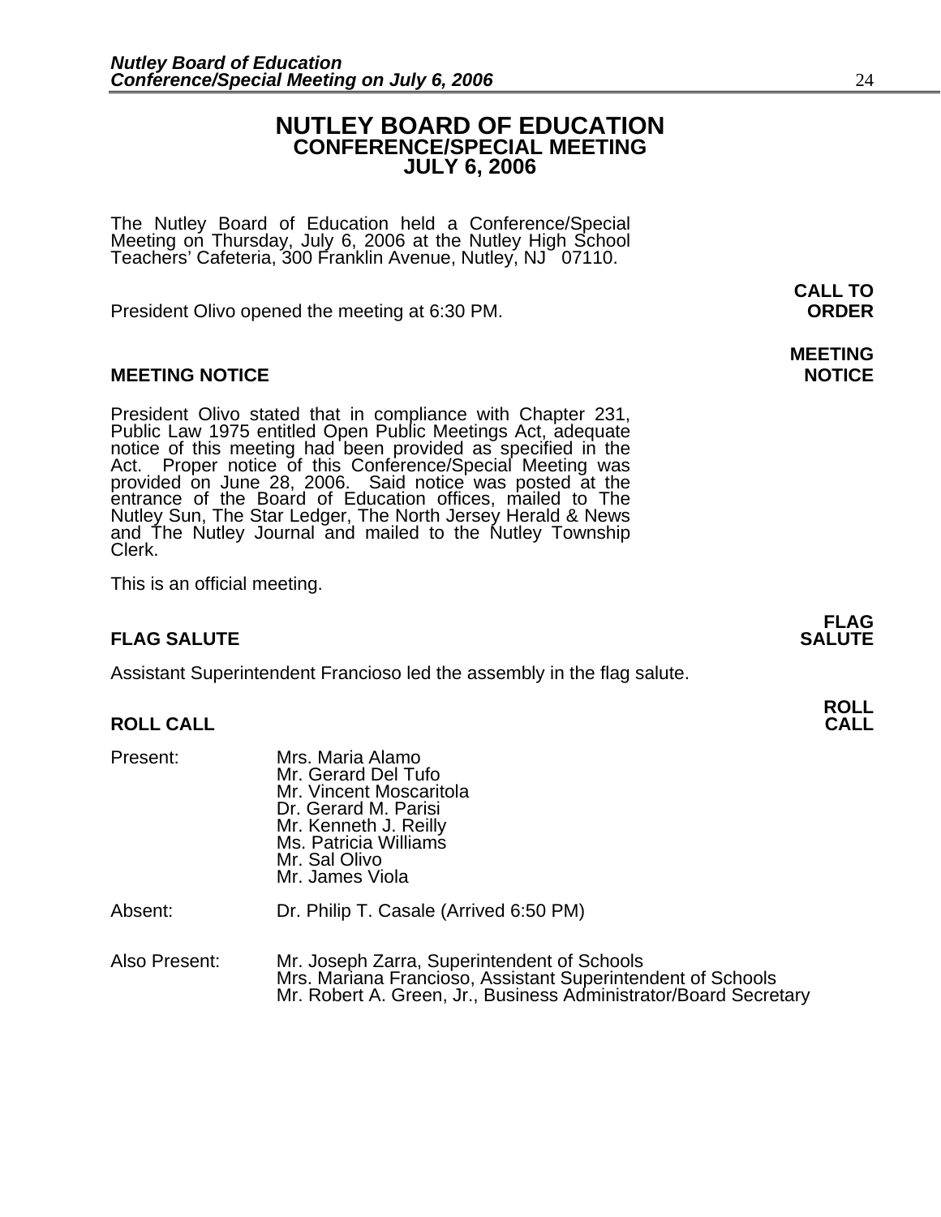# NUTLEY BOARD OF EDUCATION
## CONFERENCE/SPECIAL MEETING
## JULY 6, 2006

The Nutley Board of Education held a Conference/Special Meeting on Thursday, July 6, 2006 at the Nutley High School Teachers' Cafeteria, 300 Franklin Avenue, Nutley, NJ 07110.

**CALL TO ORDER**

President Olivo opened the meeting at 6:30 PM.

**MEETING NOTICE**

President Olivo stated that in compliance with Chapter 231, Public Law 1975 entitled Open Public Meetings Act, adequate notice of this meeting had been provided as specified in the Act. Proper notice of this Conference/Special Meeting was provided on June 28, 2006. Said notice was posted at the entrance of the Board of Education offices, mailed to The Nutley Sun, The Star Ledger, The North Jersey Herald & News and The Nutley Journal and mailed to the Nutley Township Clerk.

This is an official meeting.

**FLAG SALUTE**

Assistant Superintendent Francioso led the assembly in the flag salute.

**ROLL CALL**

Present:
- Mrs. Maria Alamo
- Mr. Gerard Del Tufo
- Mr. Vincent Moscaritola
- Dr. Gerard M. Parisi
- Mr. Kenneth J. Reilly
- Ms. Patricia Williams
- Mr. Sal Olivo
- Mr. James Viola

Absent: Dr. Philip T. Casale (Arrived 6:50 PM)

Also Present:
- Mr. Joseph Zarra, Superintendent of Schools
- Mrs. Mariana Francioso, Assistant Superintendent of Schools
- Mr. Robert A. Green, Jr., Business Administrator/Board Secretary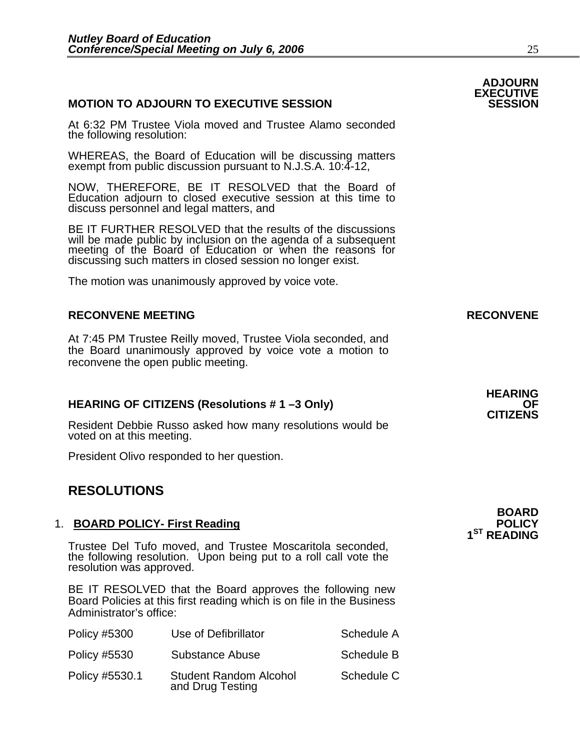## MOTION TO ADJOURN TO EXECUTIVE SESSION

**ADJOURN EXECUTIVE SESSION**

At 6:32 PM Trustee Viola moved and Trustee Alamo seconded the following resolution:

WHEREAS, the Board of Education will be discussing matters exempt from public discussion pursuant to N.J.S.A. 10:4-12,

NOW, THEREFORE, BE IT RESOLVED that the Board of Education adjourn to closed executive session at this time to discuss personnel and legal matters, and

BE IT FURTHER RESOLVED that the results of the discussions will be made public by inclusion on the agenda of a subsequent meeting of the Board of Education or when the reasons for discussing such matters in closed session no longer exist.

The motion was unanimously approved by voice vote.

## RECONVENE MEETING

**RECONVENE**

At 7:45 PM Trustee Reilly moved, Trustee Viola seconded, and the Board unanimously approved by voice vote a motion to reconvene the open public meeting.

## HEARING OF CITIZENS (Resolutions # 1 –3 Only)

**HEARING OF CITIZENS**

Resident Debbie Russo asked how many resolutions would be voted on at this meeting.

President Olivo responded to her question.

# RESOLUTIONS

1. **BOARD POLICY- First Reading**

**BOARD POLICY 1ST READING**

Trustee Del Tufo moved, and Trustee Moscaritola seconded, the following resolution. Upon being put to a roll call vote the resolution was approved.

BE IT RESOLVED that the Board approves the following new Board Policies at this first reading which is on file in the Business Administrator's office:

| | | |
|---|---|---|
| Policy #5300 | Use of Defibrillator | Schedule A |
| Policy #5530 | Substance Abuse | Schedule B |
| Policy #5530.1 | Student Random Alcohol and Drug Testing | Schedule C |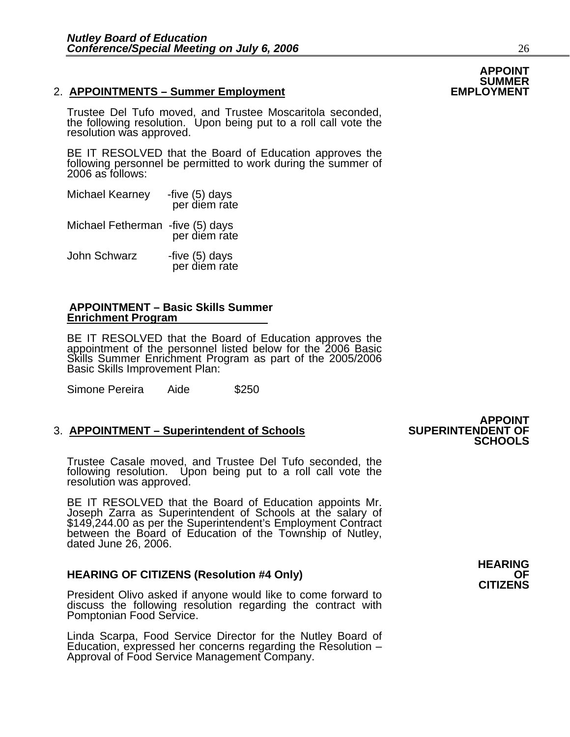**APPOINT SUMMER EMPLOYMENT**

2. **APPOINTMENTS – Summer Employment**

Trustee Del Tufo moved, and Trustee Moscaritola seconded, the following resolution. Upon being put to a roll call vote the resolution was approved.

BE IT RESOLVED that the Board of Education approves the following personnel be permitted to work during the summer of 2006 as follows:

| | |
|---|---|
| Michael Kearney | -five (5) days per diem rate |
| Michael Fetherman | -five (5) days per diem rate |
| John Schwarz | -five (5) days per diem rate |

**APPOINTMENT – Basic Skills Summer Enrichment Program**

BE IT RESOLVED that the Board of Education approves the appointment of the personnel listed below for the 2006 Basic Skills Summer Enrichment Program as part of the 2005/2006 Basic Skills Improvement Plan:

| | | |
|---|---|---|
| Simone Pereira | Aide | $250 |

**APPOINT SUPERINTENDENT OF SCHOOLS**

3. **APPOINTMENT – Superintendent of Schools**

Trustee Casale moved, and Trustee Del Tufo seconded, the following resolution. Upon being put to a roll call vote the resolution was approved.

BE IT RESOLVED that the Board of Education appoints Mr. Joseph Zarra as Superintendent of Schools at the salary of $149,244.00 as per the Superintendent's Employment Contract between the Board of Education of the Township of Nutley, dated June 26, 2006.

**HEARING OF CITIZENS**

**HEARING OF CITIZENS (Resolution #4 Only)**

President Olivo asked if anyone would like to come forward to discuss the following resolution regarding the contract with Pomptonian Food Service.

Linda Scarpa, Food Service Director for the Nutley Board of Education, expressed her concerns regarding the Resolution – Approval of Food Service Management Company.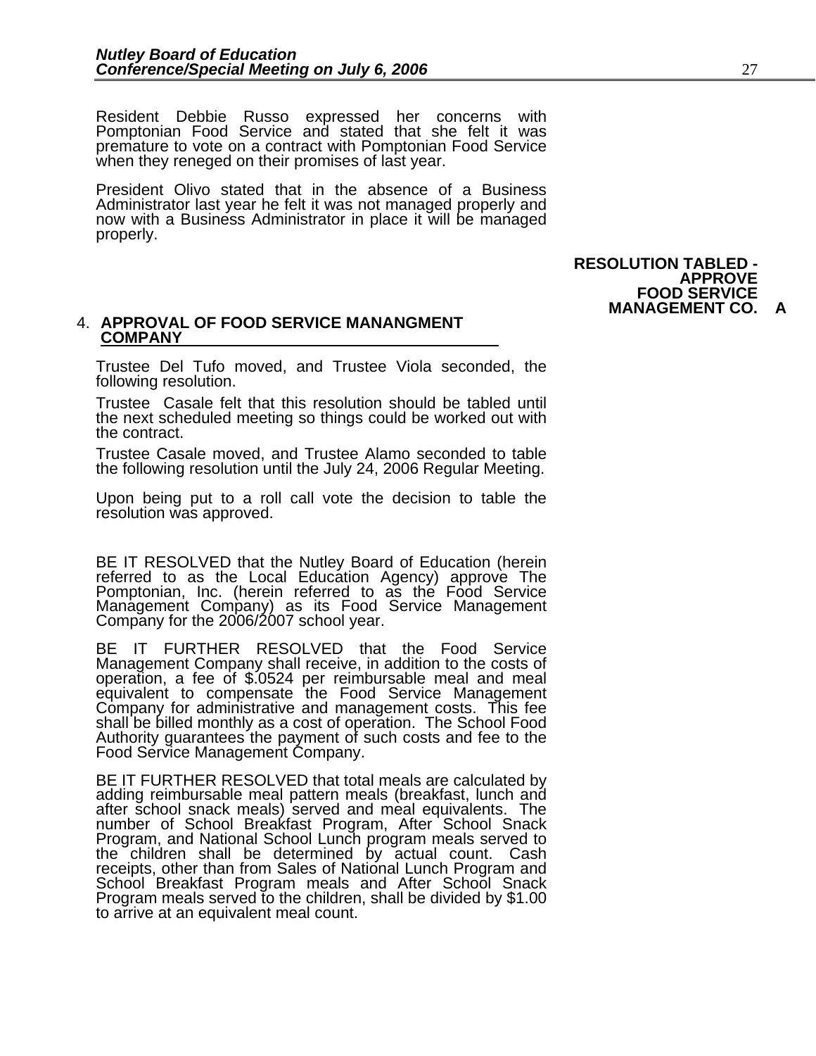Resident Debbie Russo expressed her concerns with Pomptonian Food Service and stated that she felt it was premature to vote on a contract with Pomptonian Food Service when they reneged on their promises of last year.

President Olivo stated that in the absence of a Business Administrator last year he felt it was not managed properly and now with a Business Administrator in place it will be managed properly.

**RESOLUTION TABLED - APPROVE FOOD SERVICE MANAGEMENT CO. A**

4. **APPROVAL OF FOOD SERVICE MANANGMENT COMPANY**

Trustee Del Tufo moved, and Trustee Viola seconded, the following resolution.

Trustee Casale felt that this resolution should be tabled until the next scheduled meeting so things could be worked out with the contract.

Trustee Casale moved, and Trustee Alamo seconded to table the following resolution until the July 24, 2006 Regular Meeting.

Upon being put to a roll call vote the decision to table the resolution was approved.

BE IT RESOLVED that the Nutley Board of Education (herein referred to as the Local Education Agency) approve The Pomptonian, Inc. (herein referred to as the Food Service Management Company) as its Food Service Management Company for the 2006/2007 school year.

BE IT FURTHER RESOLVED that the Food Service Management Company shall receive, in addition to the costs of operation, a fee of $.0524 per reimbursable meal and meal equivalent to compensate the Food Service Management Company for administrative and management costs. This fee shall be billed monthly as a cost of operation. The School Food Authority guarantees the payment of such costs and fee to the Food Service Management Company.

BE IT FURTHER RESOLVED that total meals are calculated by adding reimbursable meal pattern meals (breakfast, lunch and after school snack meals) served and meal equivalents. The number of School Breakfast Program, After School Snack Program, and National School Lunch program meals served to the children shall be determined by actual count. Cash receipts, other than from Sales of National Lunch Program and School Breakfast Program meals and After School Snack Program meals served to the children, shall be divided by $1.00 to arrive at an equivalent meal count.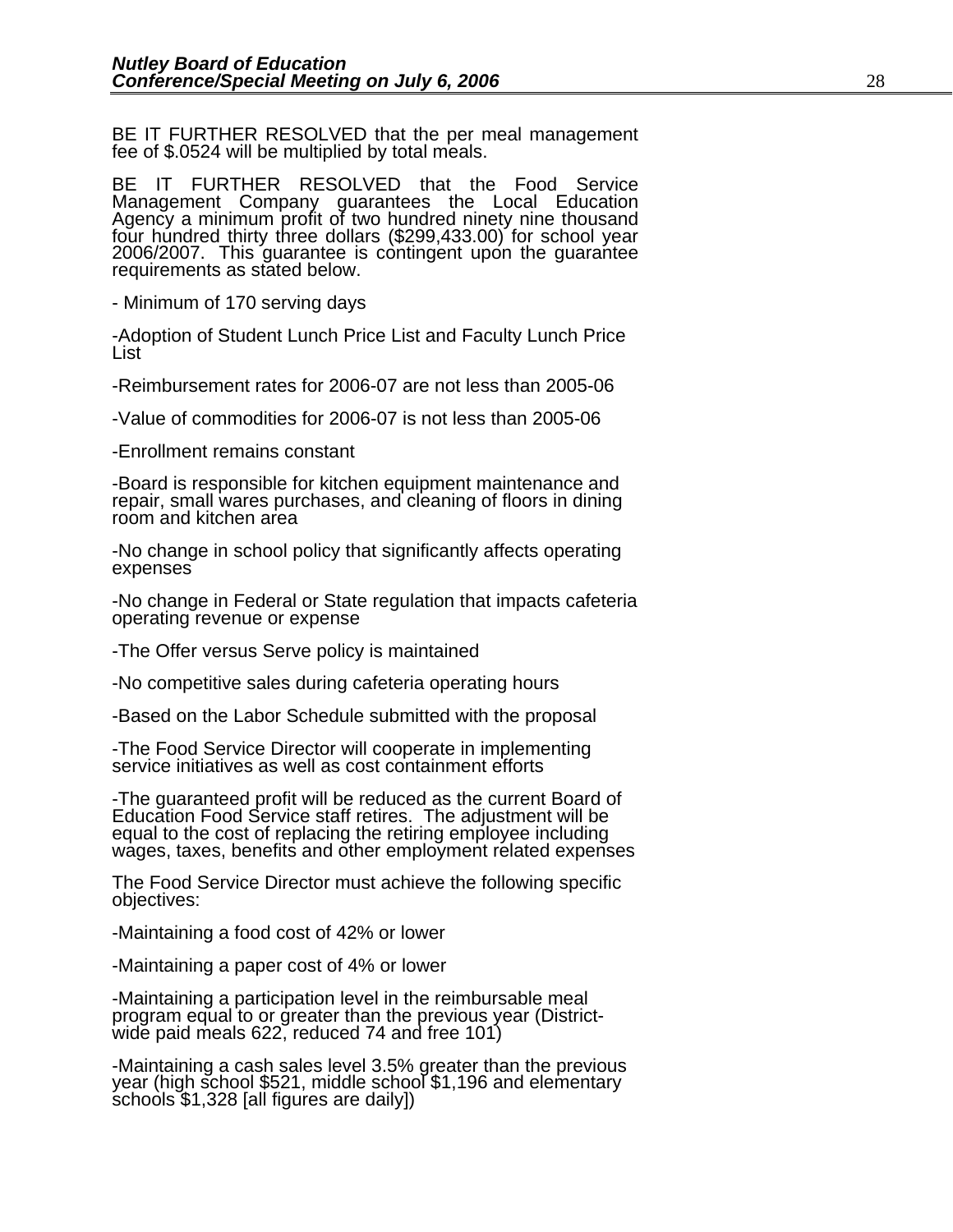BE IT FURTHER RESOLVED that the per meal management fee of $.0524 will be multiplied by total meals.

BE IT FURTHER RESOLVED that the Food Service Management Company guarantees the Local Education Agency a minimum profit of two hundred ninety nine thousand four hundred thirty three dollars ($299,433.00) for school year 2006/2007. This guarantee is contingent upon the guarantee requirements as stated below.

- Minimum of 170 serving days

-Adoption of Student Lunch Price List and Faculty Lunch Price List

-Reimbursement rates for 2006-07 are not less than 2005-06

-Value of commodities for 2006-07 is not less than 2005-06

-Enrollment remains constant

-Board is responsible for kitchen equipment maintenance and repair, small wares purchases, and cleaning of floors in dining room and kitchen area

-No change in school policy that significantly affects operating expenses

-No change in Federal or State regulation that impacts cafeteria operating revenue or expense

-The Offer versus Serve policy is maintained

-No competitive sales during cafeteria operating hours

-Based on the Labor Schedule submitted with the proposal

-The Food Service Director will cooperate in implementing service initiatives as well as cost containment efforts

-The guaranteed profit will be reduced as the current Board of Education Food Service staff retires. The adjustment will be equal to the cost of replacing the retiring employee including wages, taxes, benefits and other employment related expenses

The Food Service Director must achieve the following specific objectives:

-Maintaining a food cost of 42% or lower

-Maintaining a paper cost of 4% or lower

-Maintaining a participation level in the reimbursable meal program equal to or greater than the previous year (District-wide paid meals 622, reduced 74 and free 101)

-Maintaining a cash sales level 3.5% greater than the previous year (high school $521, middle school $1,196 and elementary schools $1,328 [all figures are daily])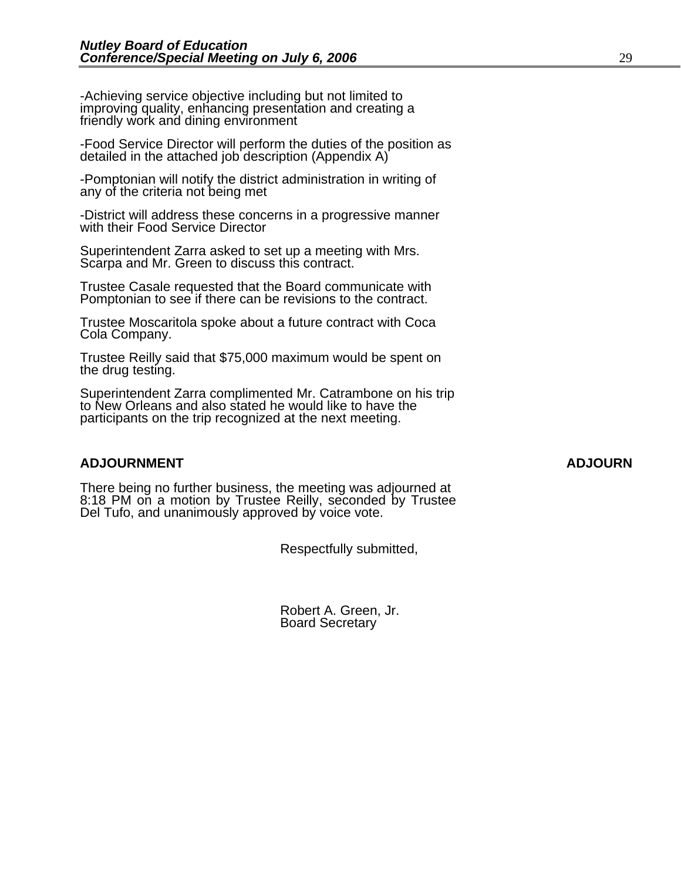-Achieving service objective including but not limited to improving quality, enhancing presentation and creating a friendly work and dining environment

-Food Service Director will perform the duties of the position as detailed in the attached job description (Appendix A)

-Pomptonian will notify the district administration in writing of any of the criteria not being met

-District will address these concerns in a progressive manner with their Food Service Director

Superintendent Zarra asked to set up a meeting with Mrs. Scarpa and Mr. Green to discuss this contract.

Trustee Casale requested that the Board communicate with Pomptonian to see if there can be revisions to the contract.

Trustee Moscaritola spoke about a future contract with Coca Cola Company.

Trustee Reilly said that $75,000 maximum would be spent on the drug testing.

Superintendent Zarra complimented Mr. Catrambone on his trip to New Orleans and also stated he would like to have the participants on the trip recognized at the next meeting.

**ADJOURNMENT** **ADJOURN**

There being no further business, the meeting was adjourned at 8:18 PM on a motion by Trustee Reilly, seconded by Trustee Del Tufo, and unanimously approved by voice vote.

Respectfully submitted,

Robert A. Green, Jr.
Board Secretary